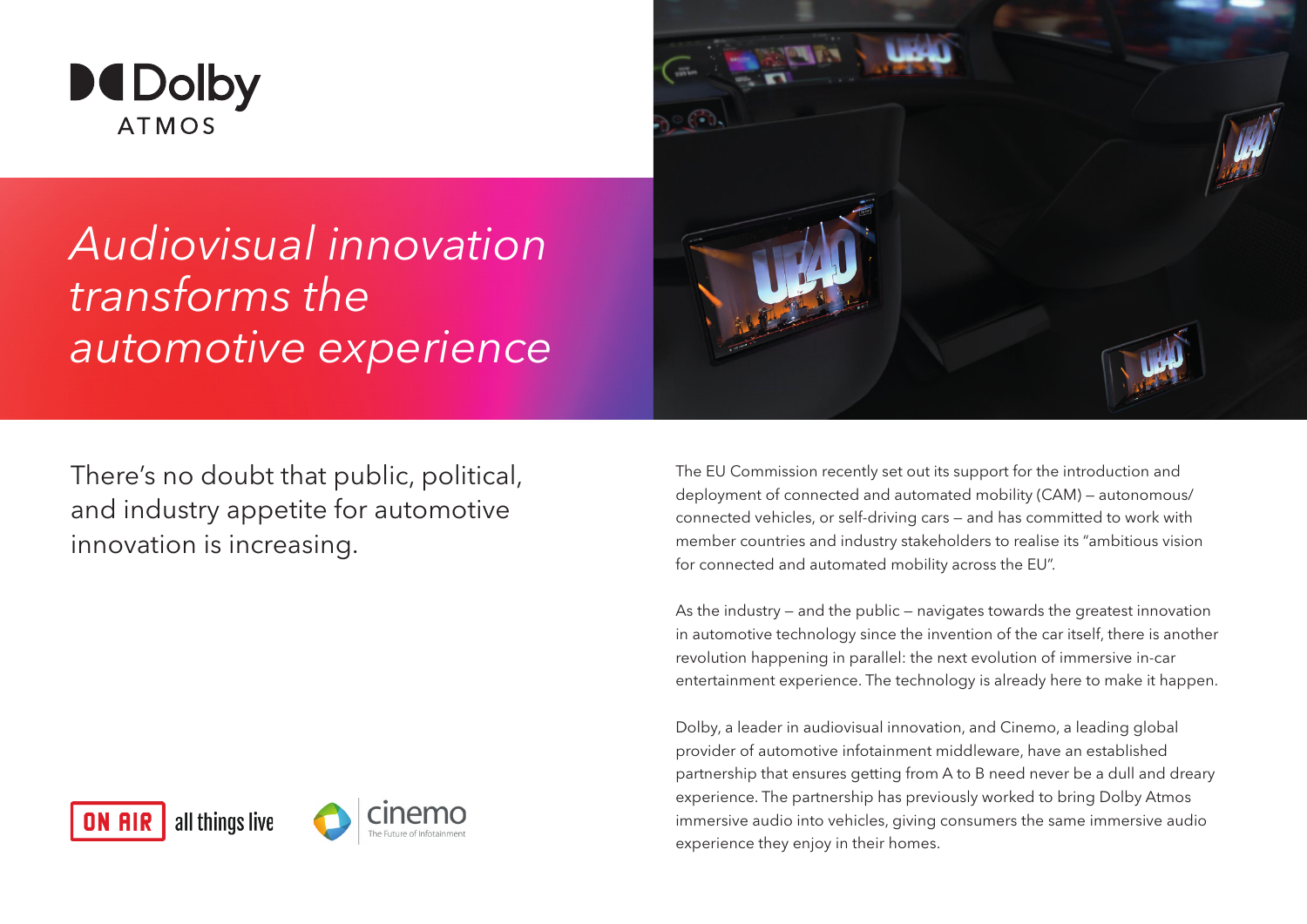Dolby ATMOS

# *Audiovisual innovation transforms the automotive experience*

There's no doubt that public, political, and industry appetite for automotive innovation is increasing.

ON AIR all things live

cinemo The Future of Infotainment

The EU Commission recently set out its support for the introduction and deployment of connected and automated mobility (CAM) – autonomous/ connected vehicles, or self-driving cars – and has committed to work with member countries and industry stakeholders to realise its "ambitious vision for connected and automated mobility across the EU".

As the industry – and the public – navigates towards the greatest innovation in automotive technology since the invention of the car itself, there is another revolution happening in parallel: the next evolution of immersive in-car entertainment experience. The technology is already here to make it happen.

Dolby, a leader in audiovisual innovation, and Cinemo, a leading global provider of automotive infotainment middleware, have an established partnership that ensures getting from A to B need never be a dull and dreary experience. The partnership has previously worked to bring Dolby Atmos immersive audio into vehicles, giving consumers the same immersive audio experience they enjoy in their homes.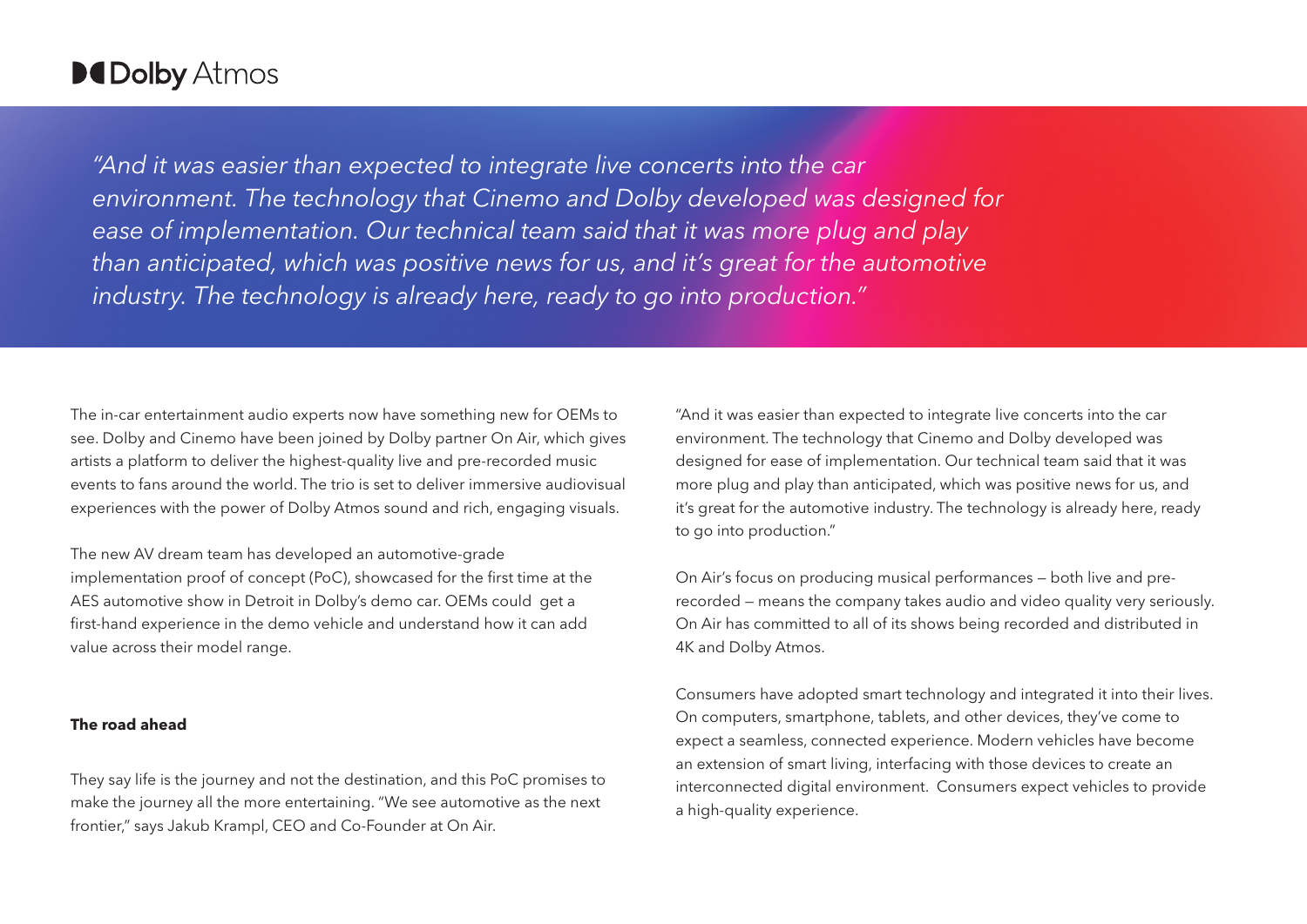*"And it was easier than expected to integrate live concerts into the car environment. The technology that Cinemo and Dolby developed was designed for ease of implementation. Our technical team said that it was more plug and play than anticipated, which was positive news for us, and it's great for the automotive industry. The technology is already here, ready to go into production."*

The in-car entertainment audio experts now have something new for OEMs to see. Dolby and Cinemo have been joined by Dolby partner On Air, which gives artists a platform to deliver the highest-quality live and pre-recorded music events to fans around the world. The trio is set to deliver immersive audiovisual experiences with the power of Dolby Atmos sound and rich, engaging visuals.

The new AV dream team has developed an automotive-grade implementation proof of concept (PoC), showcased for the first time at the AES automotive show in Detroit in Dolby's demo car. OEMs could get a first-hand experience in the demo vehicle and understand how it can add value across their model range.

**The road ahead**

They say life is the journey and not the destination, and this PoC promises to make the journey all the more entertaining. "We see automotive as the next frontier," says Jakub Krampl, CEO and Co-Founder at On Air.

"And it was easier than expected to integrate live concerts into the car environment. The technology that Cinemo and Dolby developed was designed for ease of implementation. Our technical team said that it was more plug and play than anticipated, which was positive news for us, and it's great for the automotive industry. The technology is already here, ready to go into production."

On Air's focus on producing musical performances — both live and pre-recorded — means the company takes audio and video quality very seriously. On Air has committed to all of its shows being recorded and distributed in 4K and Dolby Atmos.

Consumers have adopted smart technology and integrated it into their lives. On computers, smartphone, tablets, and other devices, they've come to expect a seamless, connected experience. Modern vehicles have become an extension of smart living, interfacing with those devices to create an interconnected digital environment. Consumers expect vehicles to provide a high-quality experience.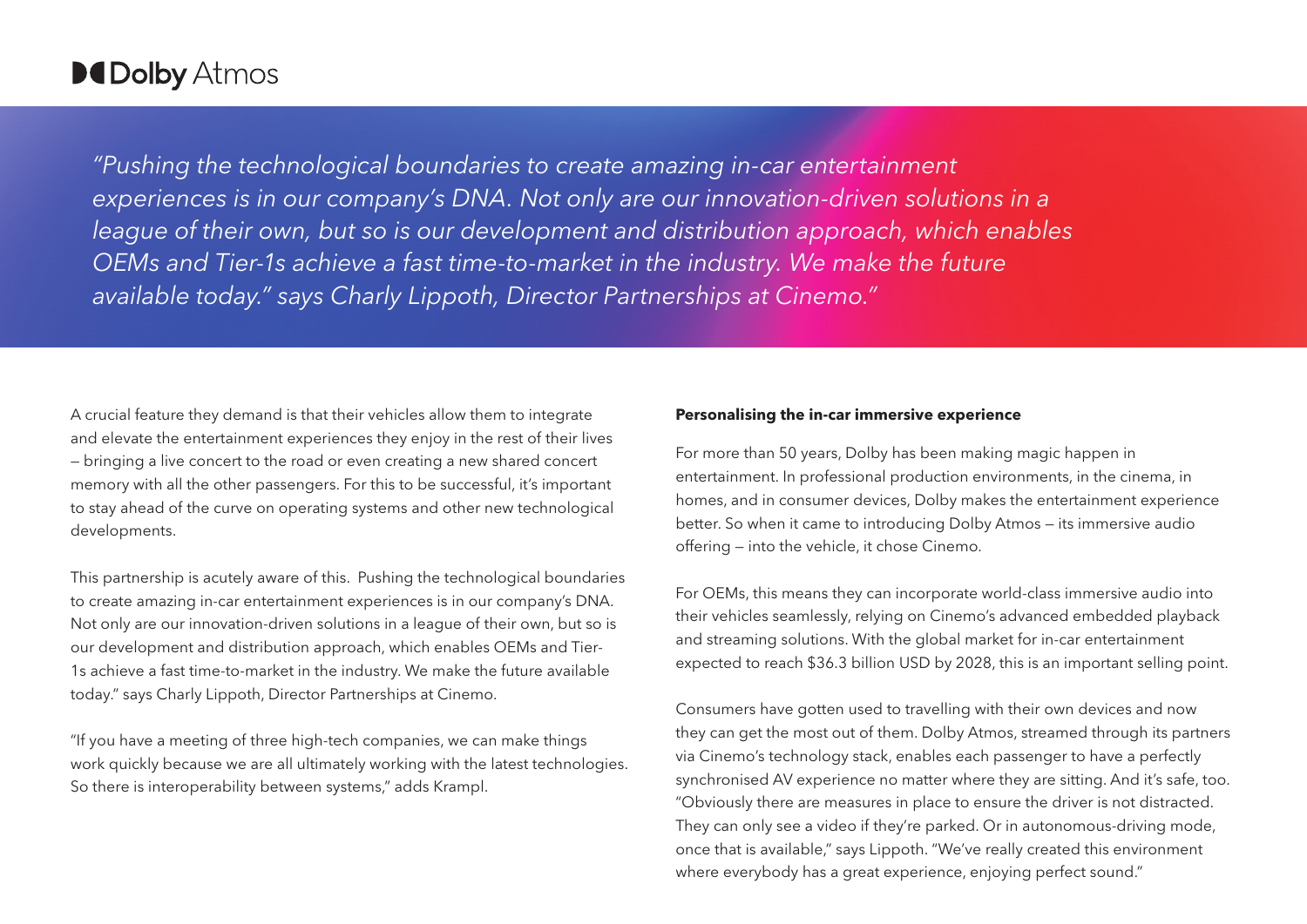*"Pushing the technological boundaries to create amazing in-car entertainment experiences is in our company's DNA. Not only are our innovation-driven solutions in a league of their own, but so is our development and distribution approach, which enables OEMs and Tier-1s achieve a fast time-to-market in the industry. We make the future available today." says Charly Lippoth, Director Partnerships at Cinemo."*

A crucial feature they demand is that their vehicles allow them to integrate and elevate the entertainment experiences they enjoy in the rest of their lives — bringing a live concert to the road or even creating a new shared concert memory with all the other passengers. For this to be successful, it's important to stay ahead of the curve on operating systems and other new technological developments.

This partnership is acutely aware of this. Pushing the technological boundaries to create amazing in-car entertainment experiences is in our company's DNA. Not only are our innovation-driven solutions in a league of their own, but so is our development and distribution approach, which enables OEMs and Tier-1s achieve a fast time-to-market in the industry. We make the future available today." says Charly Lippoth, Director Partnerships at Cinemo.

"If you have a meeting of three high-tech companies, we can make things work quickly because we are all ultimately working with the latest technologies. So there is interoperability between systems," adds Krampl.

**Personalising the in-car immersive experience**

For more than 50 years, Dolby has been making magic happen in entertainment. In professional production environments, in the cinema, in homes, and in consumer devices, Dolby makes the entertainment experience better. So when it came to introducing Dolby Atmos — its immersive audio offering — into the vehicle, it chose Cinemo.

For OEMs, this means they can incorporate world-class immersive audio into their vehicles seamlessly, relying on Cinemo's advanced embedded playback and streaming solutions. With the global market for in-car entertainment expected to reach $36.3 billion USD by 2028, this is an important selling point.

Consumers have gotten used to travelling with their own devices and now they can get the most out of them. Dolby Atmos, streamed through its partners via Cinemo's technology stack, enables each passenger to have a perfectly synchronised AV experience no matter where they are sitting. And it's safe, too. "Obviously there are measures in place to ensure the driver is not distracted. They can only see a video if they're parked. Or in autonomous-driving mode, once that is available," says Lippoth. "We've really created this environment where everybody has a great experience, enjoying perfect sound."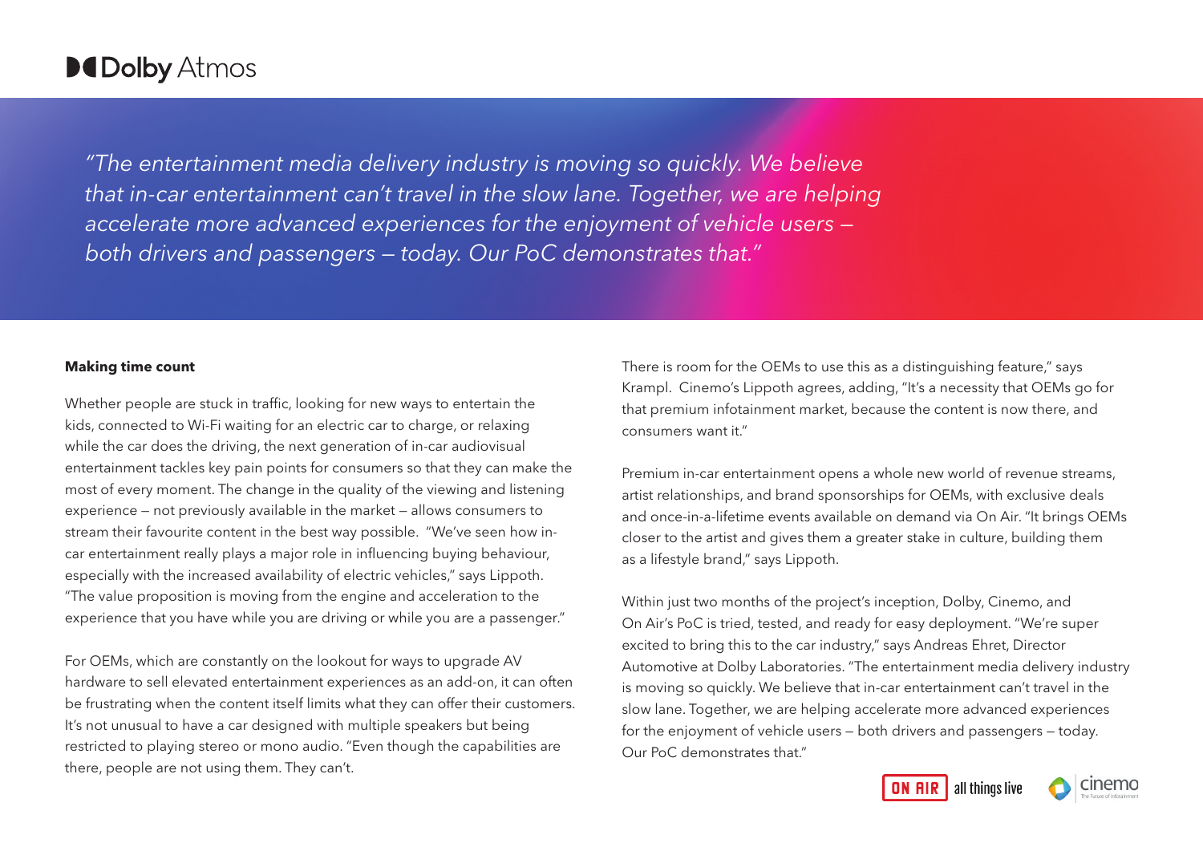**Dolby Atmos**

*"The entertainment media delivery industry is moving so quickly. We believe that in-car entertainment can't travel in the slow lane. Together, we are helping accelerate more advanced experiences for the enjoyment of vehicle users – both drivers and passengers – today. Our PoC demonstrates that."*

**Making time count**

Whether people are stuck in traffic, looking for new ways to entertain the kids, connected to Wi-Fi waiting for an electric car to charge, or relaxing while the car does the driving, the next generation of in-car audiovisual entertainment tackles key pain points for consumers so that they can make the most of every moment. The change in the quality of the viewing and listening experience – not previously available in the market – allows consumers to stream their favourite content in the best way possible. "We've seen how in-car entertainment really plays a major role in influencing buying behaviour, especially with the increased availability of electric vehicles," says Lippoth. "The value proposition is moving from the engine and acceleration to the experience that you have while you are driving or while you are a passenger."

For OEMs, which are constantly on the lookout for ways to upgrade AV hardware to sell elevated entertainment experiences as an add-on, it can often be frustrating when the content itself limits what they can offer their customers. It's not unusual to have a car designed with multiple speakers but being restricted to playing stereo or mono audio. "Even though the capabilities are there, people are not using them. They can't. There is room for the OEMs to use this as a distinguishing feature," says Krampl. Cinemo's Lippoth agrees, adding, "It's a necessity that OEMs go for that premium infotainment market, because the content is now there, and consumers want it."

Premium in-car entertainment opens a whole new world of revenue streams, artist relationships, and brand sponsorships for OEMs, with exclusive deals and once-in-a-lifetime events available on demand via On Air. "It brings OEMs closer to the artist and gives them a greater stake in culture, building them as a lifestyle brand," says Lippoth.

Within just two months of the project's inception, Dolby, Cinemo, and On Air's PoC is tried, tested, and ready for easy deployment. "We're super excited to bring this to the car industry," says Andreas Ehret, Director Automotive at Dolby Laboratories. "The entertainment media delivery industry is moving so quickly. We believe that in-car entertainment can't travel in the slow lane. Together, we are helping accelerate more advanced experiences for the enjoyment of vehicle users – both drivers and passengers – today. Our PoC demonstrates that."

ON AIR all things live

cinemo The Future of Infotainment